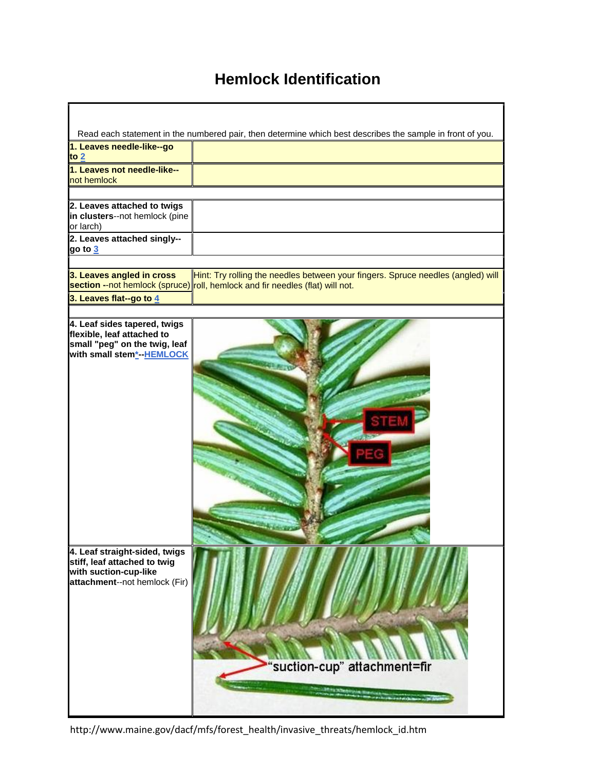# Hemlock Identification

| Read each statement in the numbered pair, then determine which best describes the sample in front of you. | |
|---|---|
| **1. Leaves needle-like--go to 2** | |
| **1. Leaves not needle-like--** not hemlock | |
| | |
| **2. Leaves attached to twigs in clusters**--not hemlock (pine or larch) | |
| **2. Leaves attached singly--go to 3** | |
| | |
| **3. Leaves angled in cross section** --not hemlock (spruce) | Hint: Try rolling the needles between your fingers. Spruce needles (angled) will roll, hemlock and fir needles (flat) will not. |
| **3. Leaves flat--go to 4** | |
| | |
| **4. Leaf sides tapered, twigs flexible, leaf attached to small "peg" on the twig, leaf with small stem*--HEMLOCK** | STEM PEG |
| **4. Leaf straight-sided, twigs stiff, leaf attached to twig with suction-cup-like attachment**--not hemlock (Fir) | "suction-cup" attachment=fir |

http://www.maine.gov/dacf/mfs/forest_health/invasive_threats/hemlock_id.htm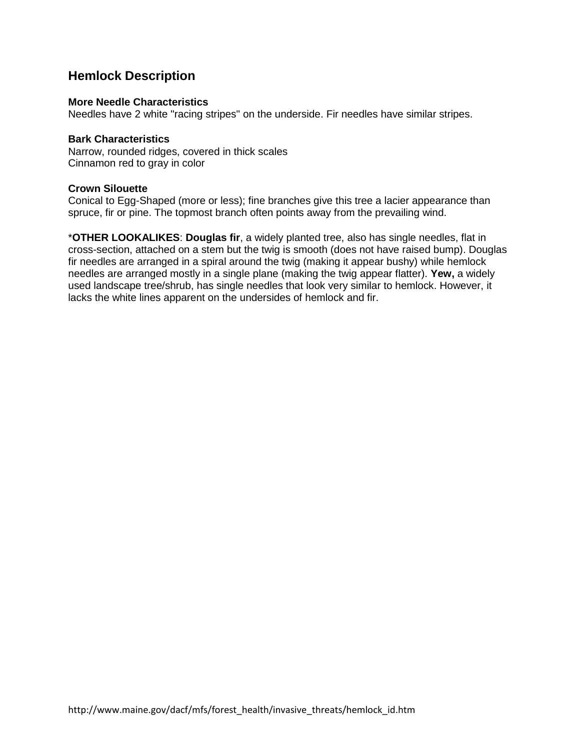## Hemlock Description

**More Needle Characteristics**
Needles have 2 white "racing stripes" on the underside. Fir needles have similar stripes.

**Bark Characteristics**
Narrow, rounded ridges, covered in thick scales
Cinnamon red to gray in color

**Crown Silouette**
Conical to Egg-Shaped (more or less); fine branches give this tree a lacier appearance than spruce, fir or pine. The topmost branch often points away from the prevailing wind.

*__OTHER LOOKALIKES__: **Douglas fir**, a widely planted tree, also has single needles, flat in cross-section, attached on a stem but the twig is smooth (does not have raised bump). Douglas fir needles are arranged in a spiral around the twig (making it appear bushy) while hemlock needles are arranged mostly in a single plane (making the twig appear flatter). **Yew,** a widely used landscape tree/shrub, has single needles that look very similar to hemlock. However, it lacks the white lines apparent on the undersides of hemlock and fir.

http://www.maine.gov/dacf/mfs/forest_health/invasive_threats/hemlock_id.htm